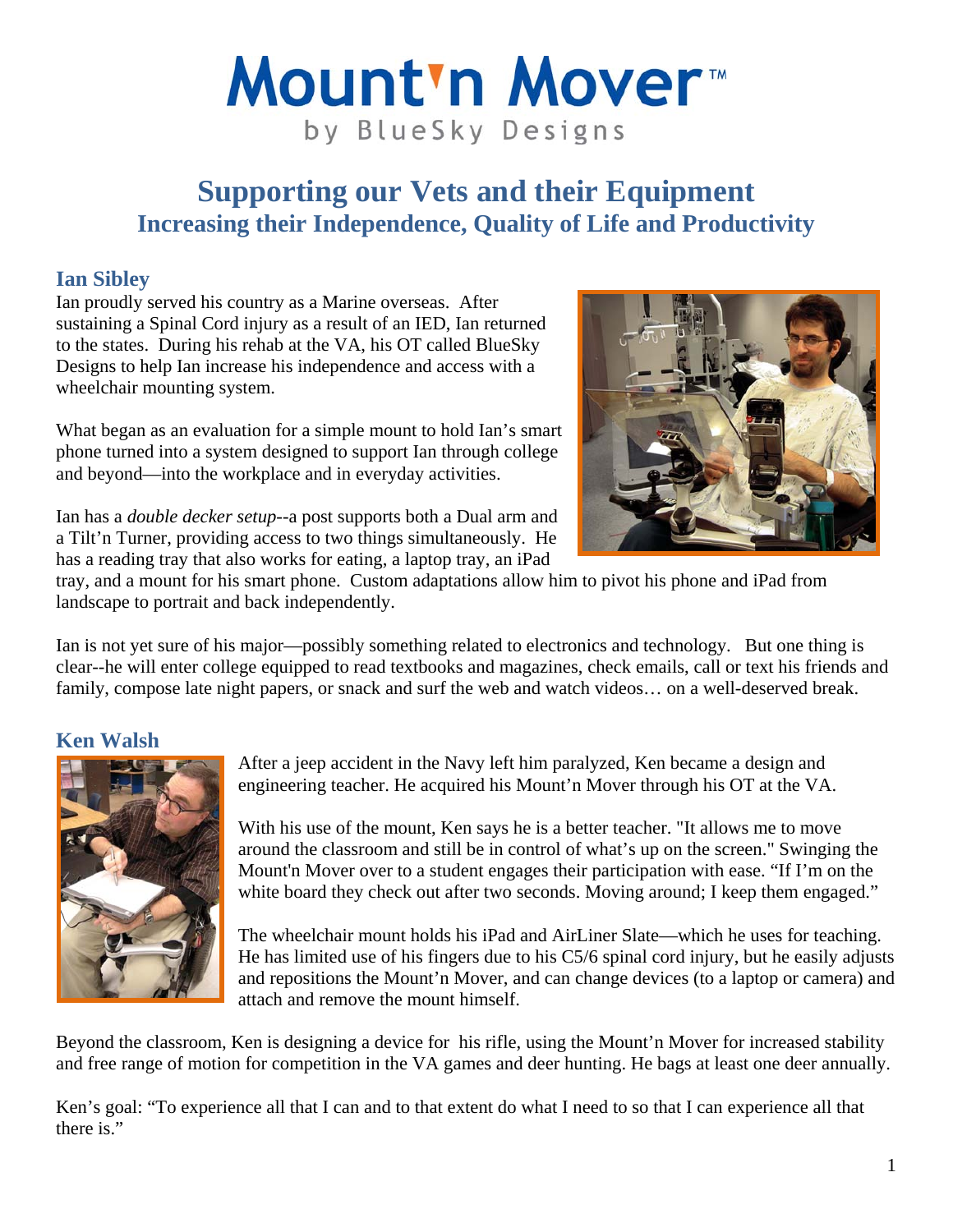# Mount'n Mover™

by BlueSky Designs

## Supporting our Vets and their Equipment

### Increasing their Independence, Quality of Life and Productivity

### Ian Sibley

Ian proudly served his country as a Marine overseas. After sustaining a Spinal Cord injury as a result of an IED, Ian returned to the states. During his rehab at the VA, his OT called BlueSky Designs to help Ian increase his independence and access with a wheelchair mounting system.

What began as an evaluation for a simple mount to hold Ian's smart phone turned into a system designed to support Ian through college and beyond—into the workplace and in everyday activities.

Ian has a *double decker setup*--a post supports both a Dual arm and a Tilt'n Turner, providing access to two things simultaneously. He has a reading tray that also works for eating, a laptop tray, an iPad tray, and a mount for his smart phone. Custom adaptations allow him to pivot his phone and iPad from landscape to portrait and back independently.

Ian is not yet sure of his major—possibly something related to electronics and technology. But one thing is clear--he will enter college equipped to read textbooks and magazines, check emails, call or text his friends and family, compose late night papers, or snack and surf the web and watch videos… on a well-deserved break.

### Ken Walsh

After a jeep accident in the Navy left him paralyzed, Ken became a design and engineering teacher. He acquired his Mount'n Mover through his OT at the VA.

With his use of the mount, Ken says he is a better teacher. "It allows me to move around the classroom and still be in control of what's up on the screen." Swinging the Mount'n Mover over to a student engages their participation with ease. "If I'm on the white board they check out after two seconds. Moving around; I keep them engaged."

The wheelchair mount holds his iPad and AirLiner Slate—which he uses for teaching. He has limited use of his fingers due to his C5/6 spinal cord injury, but he easily adjusts and repositions the Mount'n Mover, and can change devices (to a laptop or camera) and attach and remove the mount himself.

Beyond the classroom, Ken is designing a device for his rifle, using the Mount'n Mover for increased stability and free range of motion for competition in the VA games and deer hunting. He bags at least one deer annually.

Ken's goal: "To experience all that I can and to that extent do what I need to so that I can experience all that there is."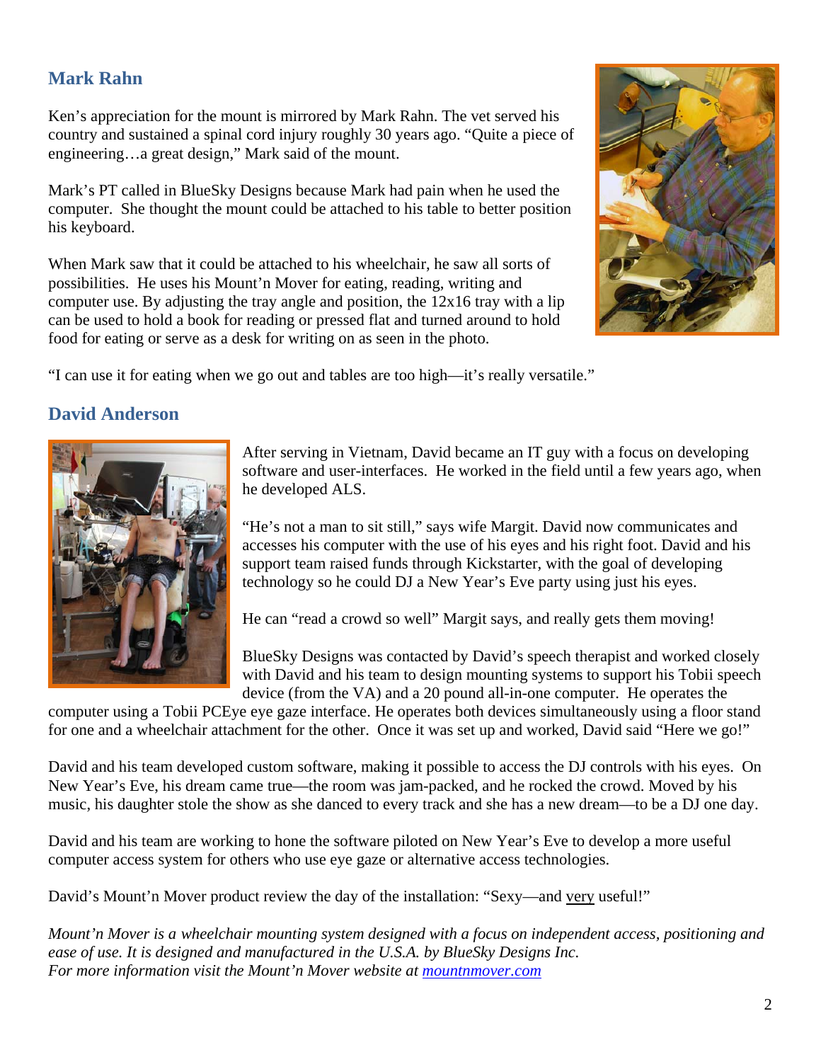## Mark Rahn

Ken's appreciation for the mount is mirrored by Mark Rahn. The vet served his country and sustained a spinal cord injury roughly 30 years ago. "Quite a piece of engineering…a great design," Mark said of the mount.

Mark's PT called in BlueSky Designs because Mark had pain when he used the computer. She thought the mount could be attached to his table to better position his keyboard.

When Mark saw that it could be attached to his wheelchair, he saw all sorts of possibilities. He uses his Mount'n Mover for eating, reading, writing and computer use. By adjusting the tray angle and position, the 12x16 tray with a lip can be used to hold a book for reading or pressed flat and turned around to hold food for eating or serve as a desk for writing on as seen in the photo.

"I can use it for eating when we go out and tables are too high—it's really versatile."

## David Anderson

After serving in Vietnam, David became an IT guy with a focus on developing software and user-interfaces. He worked in the field until a few years ago, when he developed ALS.

"He's not a man to sit still," says wife Margit. David now communicates and accesses his computer with the use of his eyes and his right foot. David and his support team raised funds through Kickstarter, with the goal of developing technology so he could DJ a New Year's Eve party using just his eyes.

He can "read a crowd so well" Margit says, and really gets them moving!

BlueSky Designs was contacted by David's speech therapist and worked closely with David and his team to design mounting systems to support his Tobii speech device (from the VA) and a 20 pound all-in-one computer. He operates the computer using a Tobii PCEye eye gaze interface. He operates both devices simultaneously using a floor stand for one and a wheelchair attachment for the other. Once it was set up and worked, David said "Here we go!"

David and his team developed custom software, making it possible to access the DJ controls with his eyes. On New Year's Eve, his dream came true—the room was jam-packed, and he rocked the crowd. Moved by his music, his daughter stole the show as she danced to every track and she has a new dream—to be a DJ one day.

David and his team are working to hone the software piloted on New Year's Eve to develop a more useful computer access system for others who use eye gaze or alternative access technologies.

David's Mount'n Mover product review the day of the installation: "Sexy—and <u>very</u> useful!"

*Mount'n Mover is a wheelchair mounting system designed with a focus on independent access, positioning and ease of use. It is designed and manufactured in the U.S.A. by BlueSky Designs Inc.*
*For more information visit the Mount'n Mover website at [mountnmover.com](http://mountnmover.com)*